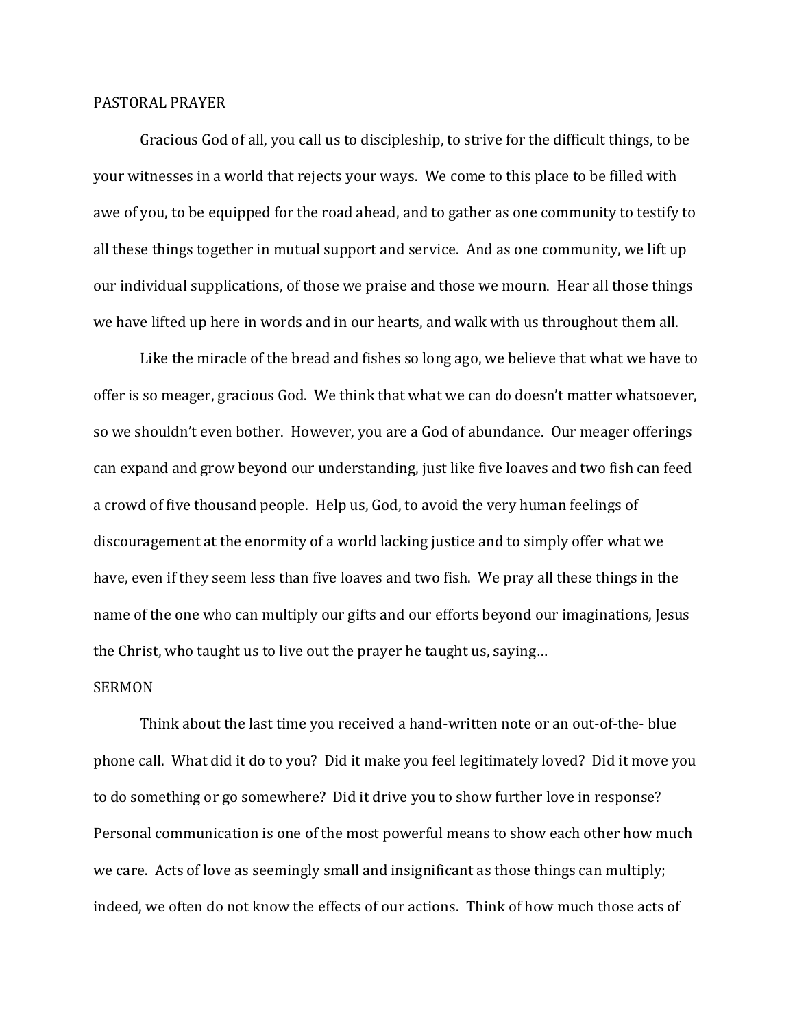## PASTORAL PRAYER

Gracious God of all, you call us to discipleship, to strive for the difficult things, to be your witnesses in a world that rejects your ways. We come to this place to be filled with awe of you, to be equipped for the road ahead, and to gather as one community to testify to all these things together in mutual support and service. And as one community, we lift up our individual supplications, of those we praise and those we mourn. Hear all those things we have lifted up here in words and in our hearts, and walk with us throughout them all.

Like the miracle of the bread and fishes so long ago, we believe that what we have to offer is so meager, gracious God. We think that what we can do doesn't matter whatsoever, so we shouldn't even bother. However, you are a God of abundance. Our meager offerings can expand and grow beyond our understanding, just like five loaves and two fish can feed a crowd of five thousand people. Help us, God, to avoid the very human feelings of discouragement at the enormity of a world lacking justice and to simply offer what we have, even if they seem less than five loaves and two fish. We pray all these things in the name of the one who can multiply our gifts and our efforts beyond our imaginations, Jesus the Christ, who taught us to live out the prayer he taught us, saying…

## SERMON

Think about the last time you received a hand-written note or an out-of-the- blue phone call. What did it do to you? Did it make you feel legitimately loved? Did it move you to do something or go somewhere? Did it drive you to show further love in response? Personal communication is one of the most powerful means to show each other how much we care. Acts of love as seemingly small and insignificant as those things can multiply; indeed, we often do not know the effects of our actions. Think of how much those acts of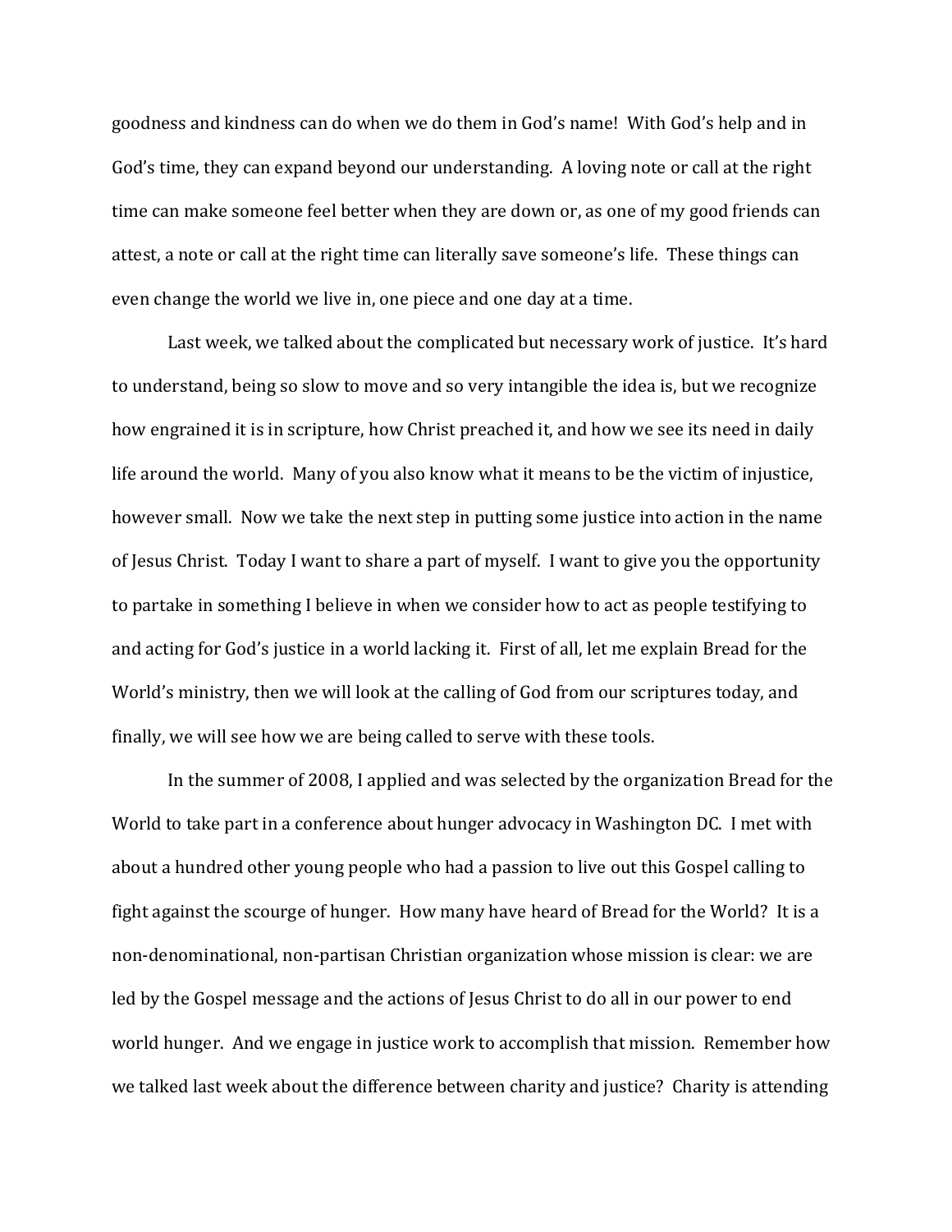goodness and kindness can do when we do them in God's name! With God's help and in God's time, they can expand beyond our understanding. A loving note or call at the right time can make someone feel better when they are down or, as one of my good friends can attest, a note or call at the right time can literally save someone's life. These things can even change the world we live in, one piece and one day at a time.

Last week, we talked about the complicated but necessary work of justice. It's hard to understand, being so slow to move and so very intangible the idea is, but we recognize how engrained it is in scripture, how Christ preached it, and how we see its need in daily life around the world. Many of you also know what it means to be the victim of injustice, however small. Now we take the next step in putting some justice into action in the name of Jesus Christ. Today I want to share a part of myself. I want to give you the opportunity to partake in something I believe in when we consider how to act as people testifying to and acting for God's justice in a world lacking it. First of all, let me explain Bread for the World's ministry, then we will look at the calling of God from our scriptures today, and finally, we will see how we are being called to serve with these tools.

In the summer of 2008, I applied and was selected by the organization Bread for the World to take part in a conference about hunger advocacy in Washington DC. I met with about a hundred other young people who had a passion to live out this Gospel calling to fight against the scourge of hunger. How many have heard of Bread for the World? It is a non-denominational, non-partisan Christian organization whose mission is clear: we are led by the Gospel message and the actions of Jesus Christ to do all in our power to end world hunger. And we engage in justice work to accomplish that mission. Remember how we talked last week about the difference between charity and justice? Charity is attending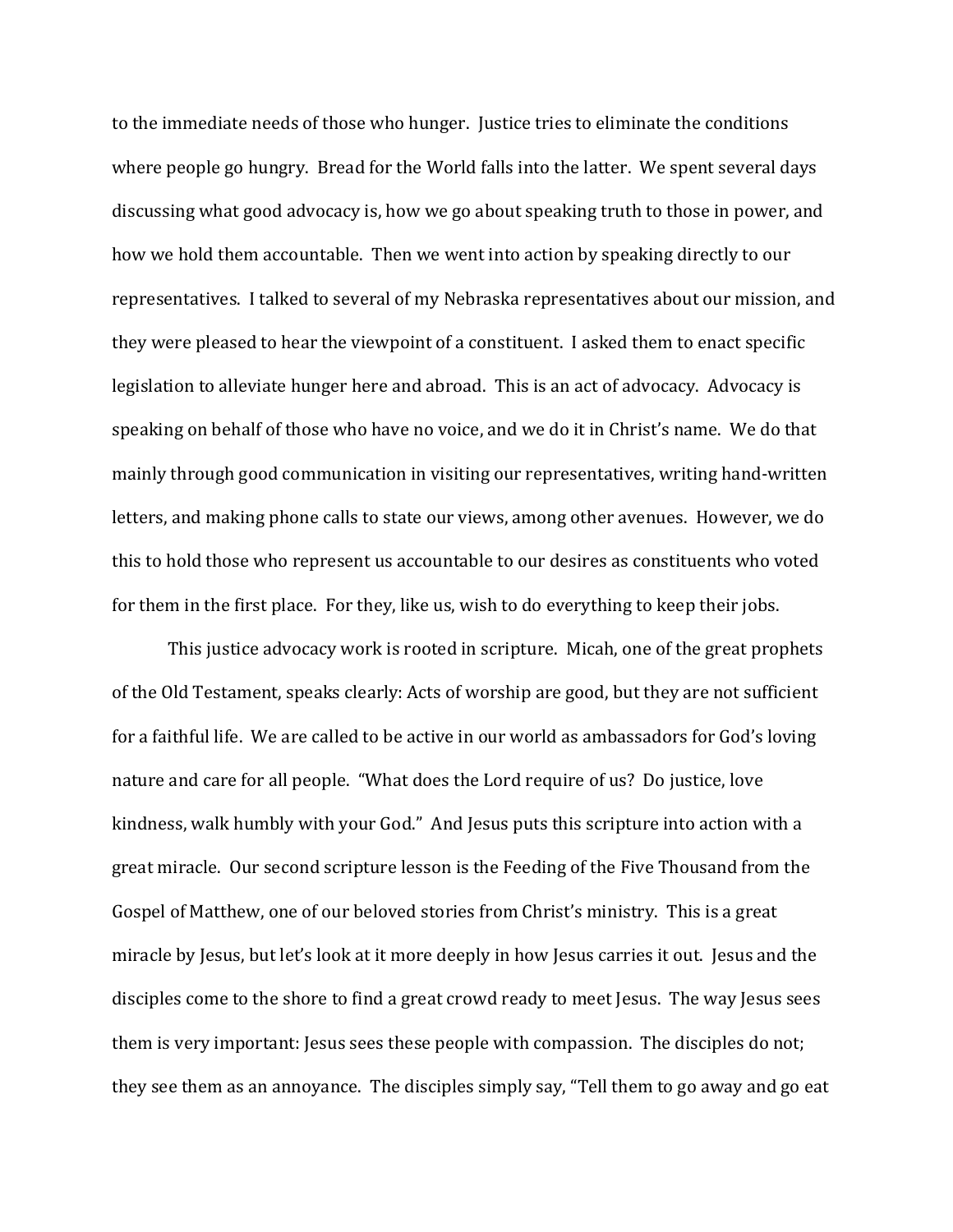to the immediate needs of those who hunger. Justice tries to eliminate the conditions where people go hungry. Bread for the World falls into the latter. We spent several days discussing what good advocacy is, how we go about speaking truth to those in power, and how we hold them accountable. Then we went into action by speaking directly to our representatives. I talked to several of my Nebraska representatives about our mission, and they were pleased to hear the viewpoint of a constituent. I asked them to enact specific legislation to alleviate hunger here and abroad. This is an act of advocacy. Advocacy is speaking on behalf of those who have no voice, and we do it in Christ's name. We do that mainly through good communication in visiting our representatives, writing hand-written letters, and making phone calls to state our views, among other avenues. However, we do this to hold those who represent us accountable to our desires as constituents who voted for them in the first place. For they, like us, wish to do everything to keep their jobs.

This justice advocacy work is rooted in scripture. Micah, one of the great prophets of the Old Testament, speaks clearly: Acts of worship are good, but they are not sufficient for a faithful life. We are called to be active in our world as ambassadors for God's loving nature and care for all people. "What does the Lord require of us? Do justice, love kindness, walk humbly with your God." And Jesus puts this scripture into action with a great miracle. Our second scripture lesson is the Feeding of the Five Thousand from the Gospel of Matthew, one of our beloved stories from Christ's ministry. This is a great miracle by Jesus, but let's look at it more deeply in how Jesus carries it out. Jesus and the disciples come to the shore to find a great crowd ready to meet Jesus. The way Jesus sees them is very important: Jesus sees these people with compassion. The disciples do not; they see them as an annoyance. The disciples simply say, "Tell them to go away and go eat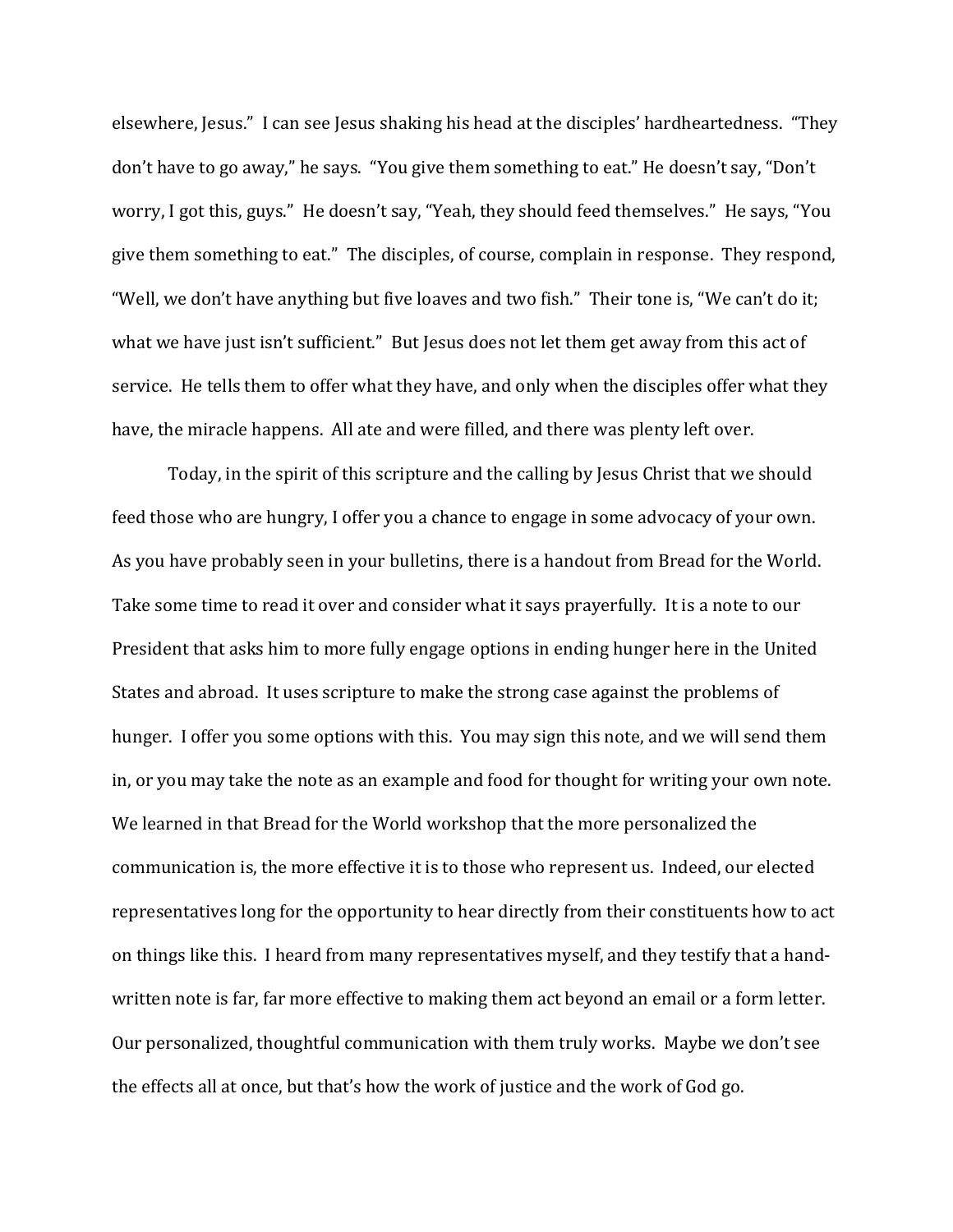elsewhere, Jesus." I can see Jesus shaking his head at the disciples' hardheartedness. "They don't have to go away," he says. "You give them something to eat." He doesn't say, "Don't worry, I got this, guys." He doesn't say, "Yeah, they should feed themselves." He says, "You give them something to eat." The disciples, of course, complain in response. They respond, "Well, we don't have anything but five loaves and two fish." Their tone is, "We can't do it; what we have just isn't sufficient." But Jesus does not let them get away from this act of service. He tells them to offer what they have, and only when the disciples offer what they have, the miracle happens. All ate and were filled, and there was plenty left over.

Today, in the spirit of this scripture and the calling by Jesus Christ that we should feed those who are hungry, I offer you a chance to engage in some advocacy of your own. As you have probably seen in your bulletins, there is a handout from Bread for the World. Take some time to read it over and consider what it says prayerfully. It is a note to our President that asks him to more fully engage options in ending hunger here in the United States and abroad. It uses scripture to make the strong case against the problems of hunger. I offer you some options with this. You may sign this note, and we will send them in, or you may take the note as an example and food for thought for writing your own note. We learned in that Bread for the World workshop that the more personalized the communication is, the more effective it is to those who represent us. Indeed, our elected representatives long for the opportunity to hear directly from their constituents how to act on things like this. I heard from many representatives myself, and they testify that a hand-written note is far, far more effective to making them act beyond an email or a form letter. Our personalized, thoughtful communication with them truly works. Maybe we don't see the effects all at once, but that's how the work of justice and the work of God go.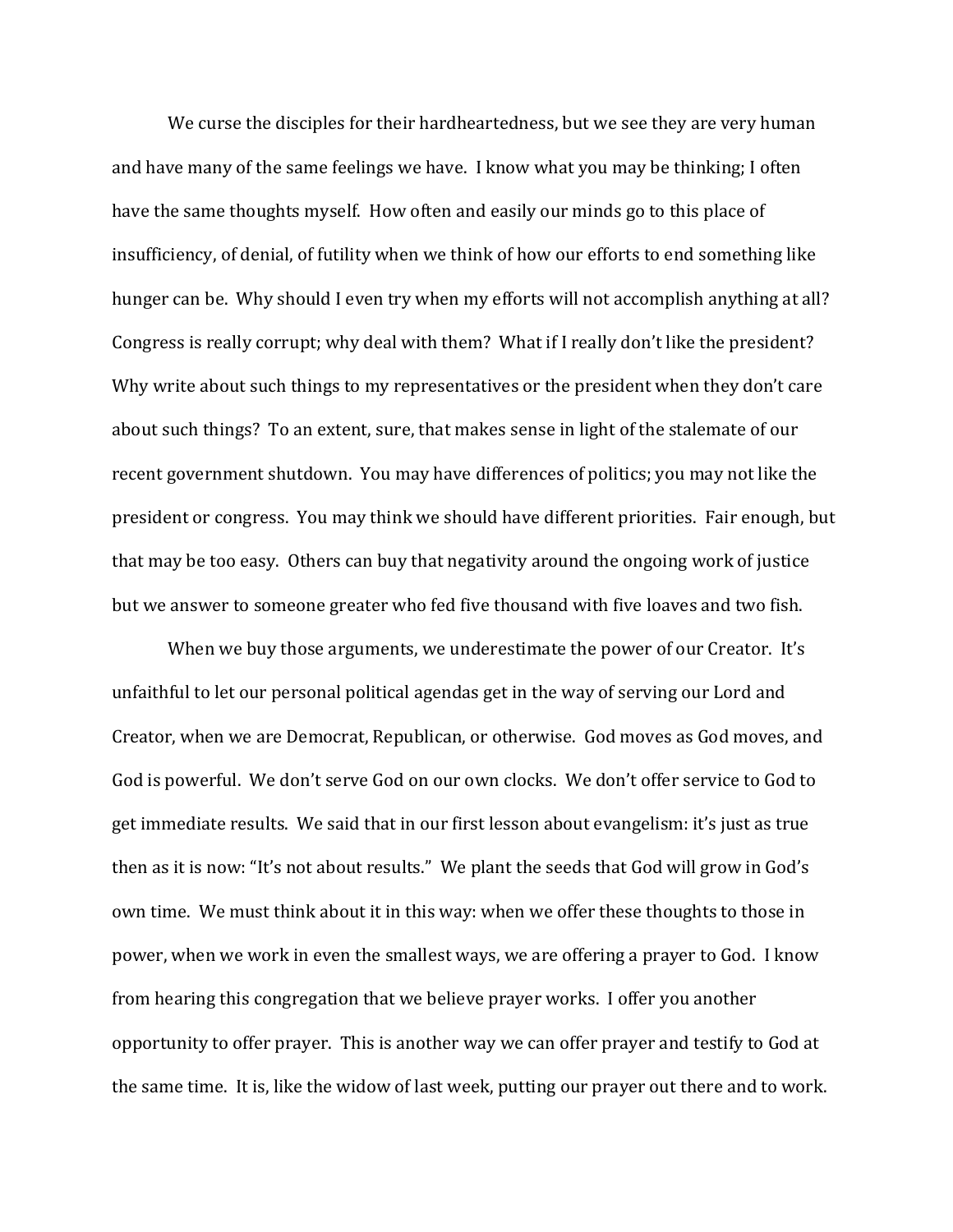We curse the disciples for their hardheartedness, but we see they are very human and have many of the same feelings we have. I know what you may be thinking; I often have the same thoughts myself. How often and easily our minds go to this place of insufficiency, of denial, of futility when we think of how our efforts to end something like hunger can be. Why should I even try when my efforts will not accomplish anything at all? Congress is really corrupt; why deal with them? What if I really don't like the president? Why write about such things to my representatives or the president when they don't care about such things? To an extent, sure, that makes sense in light of the stalemate of our recent government shutdown. You may have differences of politics; you may not like the president or congress. You may think we should have different priorities. Fair enough, but that may be too easy. Others can buy that negativity around the ongoing work of justice but we answer to someone greater who fed five thousand with five loaves and two fish.

When we buy those arguments, we underestimate the power of our Creator. It's unfaithful to let our personal political agendas get in the way of serving our Lord and Creator, when we are Democrat, Republican, or otherwise. God moves as God moves, and God is powerful. We don't serve God on our own clocks. We don't offer service to God to get immediate results. We said that in our first lesson about evangelism: it's just as true then as it is now: "It's not about results." We plant the seeds that God will grow in God's own time. We must think about it in this way: when we offer these thoughts to those in power, when we work in even the smallest ways, we are offering a prayer to God. I know from hearing this congregation that we believe prayer works. I offer you another opportunity to offer prayer. This is another way we can offer prayer and testify to God at the same time. It is, like the widow of last week, putting our prayer out there and to work.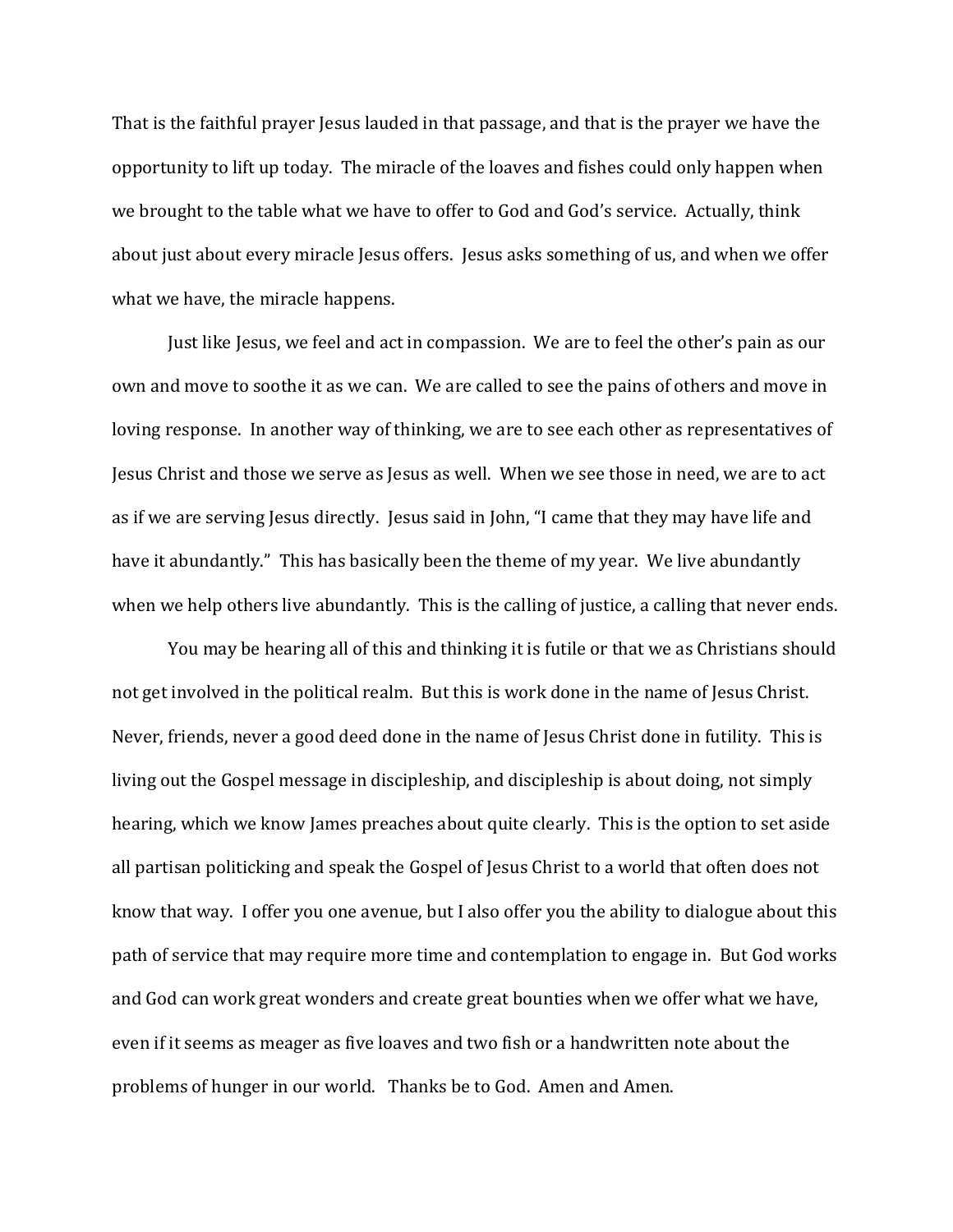That is the faithful prayer Jesus lauded in that passage, and that is the prayer we have the opportunity to lift up today. The miracle of the loaves and fishes could only happen when we brought to the table what we have to offer to God and God's service. Actually, think about just about every miracle Jesus offers. Jesus asks something of us, and when we offer what we have, the miracle happens.

Just like Jesus, we feel and act in compassion. We are to feel the other's pain as our own and move to soothe it as we can. We are called to see the pains of others and move in loving response. In another way of thinking, we are to see each other as representatives of Jesus Christ and those we serve as Jesus as well. When we see those in need, we are to act as if we are serving Jesus directly. Jesus said in John, "I came that they may have life and have it abundantly." This has basically been the theme of my year. We live abundantly when we help others live abundantly. This is the calling of justice, a calling that never ends.

You may be hearing all of this and thinking it is futile or that we as Christians should not get involved in the political realm. But this is work done in the name of Jesus Christ. Never, friends, never a good deed done in the name of Jesus Christ done in futility. This is living out the Gospel message in discipleship, and discipleship is about doing, not simply hearing, which we know James preaches about quite clearly. This is the option to set aside all partisan politicking and speak the Gospel of Jesus Christ to a world that often does not know that way. I offer you one avenue, but I also offer you the ability to dialogue about this path of service that may require more time and contemplation to engage in. But God works and God can work great wonders and create great bounties when we offer what we have, even if it seems as meager as five loaves and two fish or a handwritten note about the problems of hunger in our world. Thanks be to God. Amen and Amen.